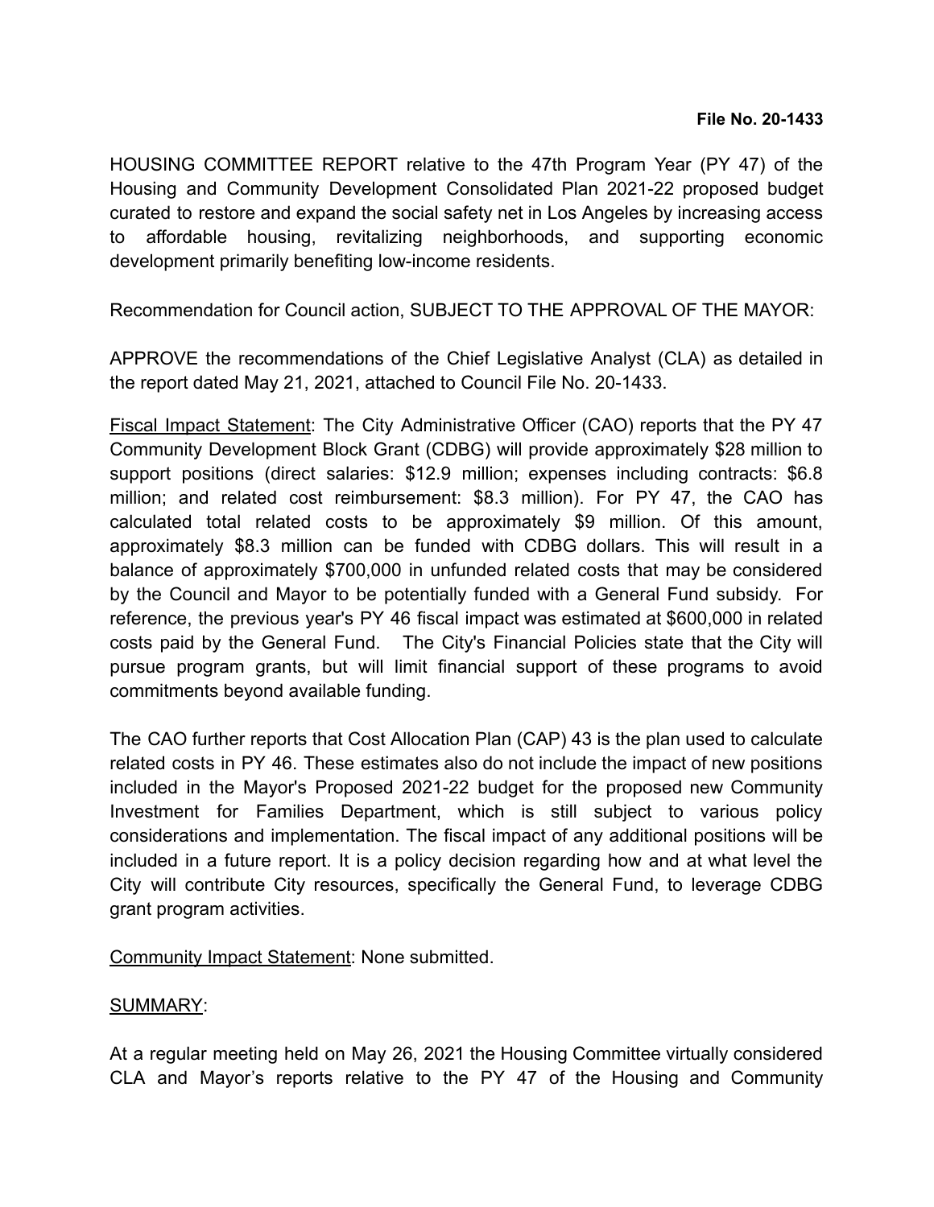**File No. 20-1433**

HOUSING COMMITTEE REPORT relative to the 47th Program Year (PY 47) of the Housing and Community Development Consolidated Plan 2021-22 proposed budget curated to restore and expand the social safety net in Los Angeles by increasing access to affordable housing, revitalizing neighborhoods, and supporting economic development primarily benefiting low-income residents.

Recommendation for Council action, SUBJECT TO THE APPROVAL OF THE MAYOR:

APPROVE the recommendations of the Chief Legislative Analyst (CLA) as detailed in the report dated May 21, 2021, attached to Council File No. 20-1433.

Fiscal Impact Statement: The City Administrative Officer (CAO) reports that the PY 47 Community Development Block Grant (CDBG) will provide approximately $28 million to support positions (direct salaries: $12.9 million; expenses including contracts: $6.8 million; and related cost reimbursement: $8.3 million). For PY 47, the CAO has calculated total related costs to be approximately $9 million. Of this amount, approximately $8.3 million can be funded with CDBG dollars. This will result in a balance of approximately $700,000 in unfunded related costs that may be considered by the Council and Mayor to be potentially funded with a General Fund subsidy. For reference, the previous year's PY 46 fiscal impact was estimated at $600,000 in related costs paid by the General Fund. The City's Financial Policies state that the City will pursue program grants, but will limit financial support of these programs to avoid commitments beyond available funding.

The CAO further reports that Cost Allocation Plan (CAP) 43 is the plan used to calculate related costs in PY 46. These estimates also do not include the impact of new positions included in the Mayor's Proposed 2021-22 budget for the proposed new Community Investment for Families Department, which is still subject to various policy considerations and implementation. The fiscal impact of any additional positions will be included in a future report. It is a policy decision regarding how and at what level the City will contribute City resources, specifically the General Fund, to leverage CDBG grant program activities.

Community Impact Statement: None submitted.

SUMMARY:

At a regular meeting held on May 26, 2021 the Housing Committee virtually considered CLA and Mayor's reports relative to the PY 47 of the Housing and Community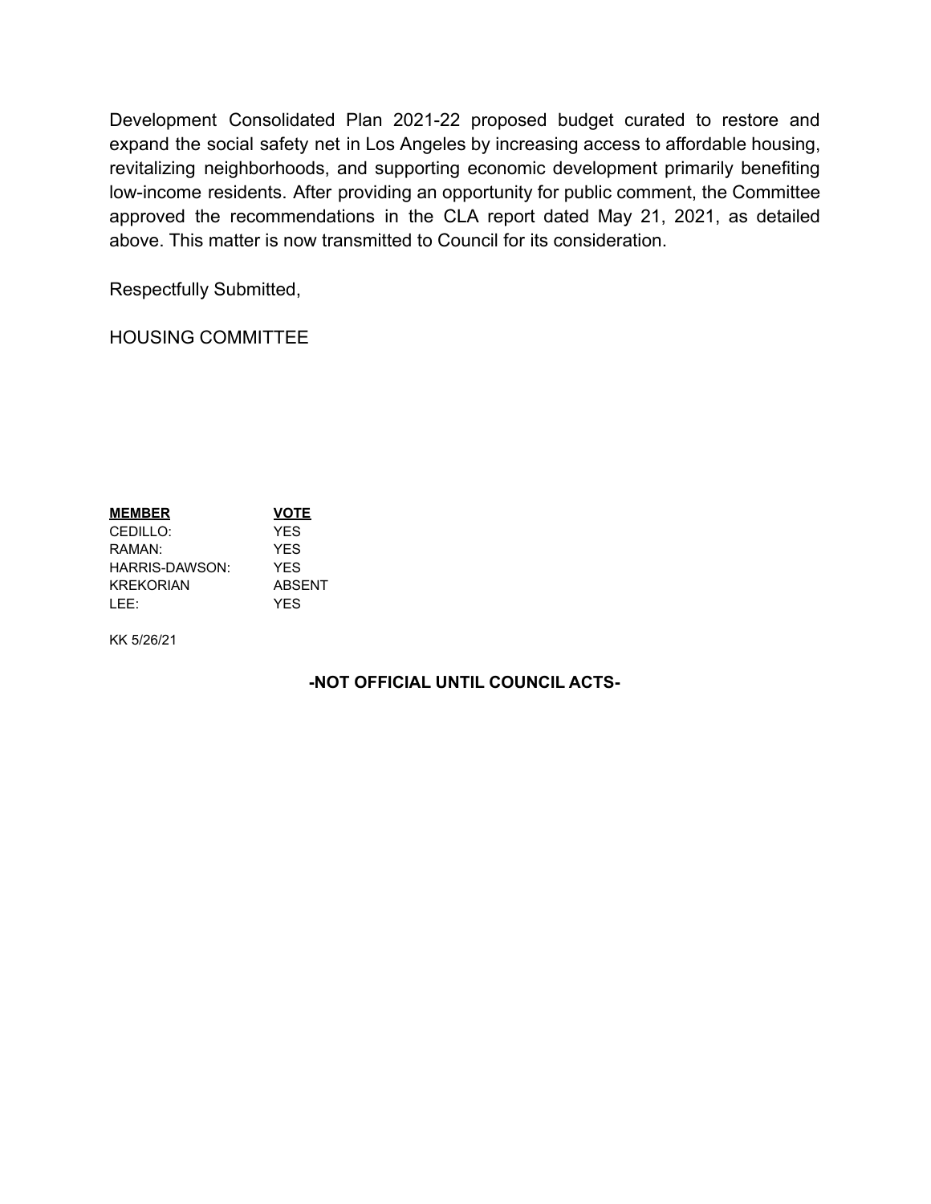Development Consolidated Plan 2021-22 proposed budget curated to restore and expand the social safety net in Los Angeles by increasing access to affordable housing, revitalizing neighborhoods, and supporting economic development primarily benefiting low-income residents. After providing an opportunity for public comment, the Committee approved the recommendations in the CLA report dated May 21, 2021, as detailed above. This matter is now transmitted to Council for its consideration.

Respectfully Submitted,

HOUSING COMMITTEE

| MEMBER | VOTE |
|---|---|
| CEDILLO: | YES |
| RAMAN: | YES |
| HARRIS-DAWSON: | YES |
| KREKORIAN | ABSENT |
| LEE: | YES |

KK 5/26/21

**-NOT OFFICIAL UNTIL COUNCIL ACTS-**